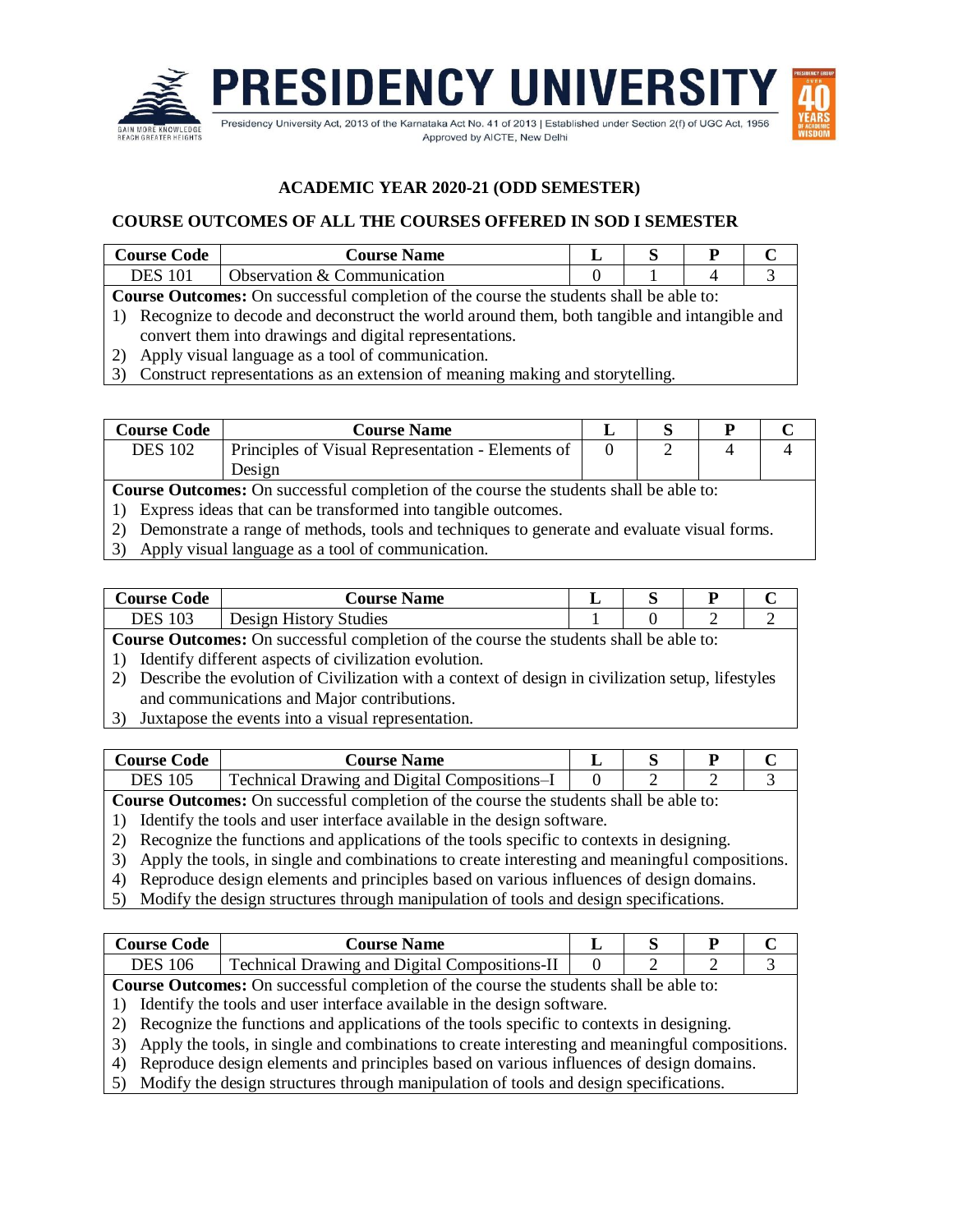# PRESIDENCY UNIVERSITY

Presidency University Act, 2013 of the Karnataka Act No. 41 of 2013 | Established under Section 2(f) of UGC Act, 1956
Approved by AICTE, New Delhi

## ACADEMIC YEAR 2020-21 (ODD SEMESTER)

## COURSE OUTCOMES OF ALL THE COURSES OFFERED IN SOD I SEMESTER

| Course Code | Course Name | L | S | P | C |
|---|---|---|---|---|---|
| DES 101 | Observation & Communication | 0 | 1 | 4 | 3 |

**Course Outcomes:** On successful completion of the course the students shall be able to:

1) Recognize to decode and deconstruct the world around them, both tangible and intangible and convert them into drawings and digital representations.
2) Apply visual language as a tool of communication.
3) Construct representations as an extension of meaning making and storytelling.

| Course Code | Course Name | L | S | P | C |
|---|---|---|---|---|---|
| DES 102 | Principles of Visual Representation - Elements of Design | 0 | 2 | 4 | 4 |

**Course Outcomes:** On successful completion of the course the students shall be able to:

1) Express ideas that can be transformed into tangible outcomes.
2) Demonstrate a range of methods, tools and techniques to generate and evaluate visual forms.
3) Apply visual language as a tool of communication.

| Course Code | Course Name | L | S | P | C |
|---|---|---|---|---|---|
| DES 103 | Design History Studies | 1 | 0 | 2 | 2 |

**Course Outcomes:** On successful completion of the course the students shall be able to:

1) Identify different aspects of civilization evolution.
2) Describe the evolution of Civilization with a context of design in civilization setup, lifestyles and communications and Major contributions.
3) Juxtapose the events into a visual representation.

| Course Code | Course Name | L | S | P | C |
|---|---|---|---|---|---|
| DES 105 | Technical Drawing and Digital Compositions–I | 0 | 2 | 2 | 3 |

**Course Outcomes:** On successful completion of the course the students shall be able to:

1) Identify the tools and user interface available in the design software.
2) Recognize the functions and applications of the tools specific to contexts in designing.
3) Apply the tools, in single and combinations to create interesting and meaningful compositions.
4) Reproduce design elements and principles based on various influences of design domains.
5) Modify the design structures through manipulation of tools and design specifications.

| Course Code | Course Name | L | S | P | C |
|---|---|---|---|---|---|
| DES 106 | Technical Drawing and Digital Compositions-II | 0 | 2 | 2 | 3 |

**Course Outcomes:** On successful completion of the course the students shall be able to:

1) Identify the tools and user interface available in the design software.
2) Recognize the functions and applications of the tools specific to contexts in designing.
3) Apply the tools, in single and combinations to create interesting and meaningful compositions.
4) Reproduce design elements and principles based on various influences of design domains.
5) Modify the design structures through manipulation of tools and design specifications.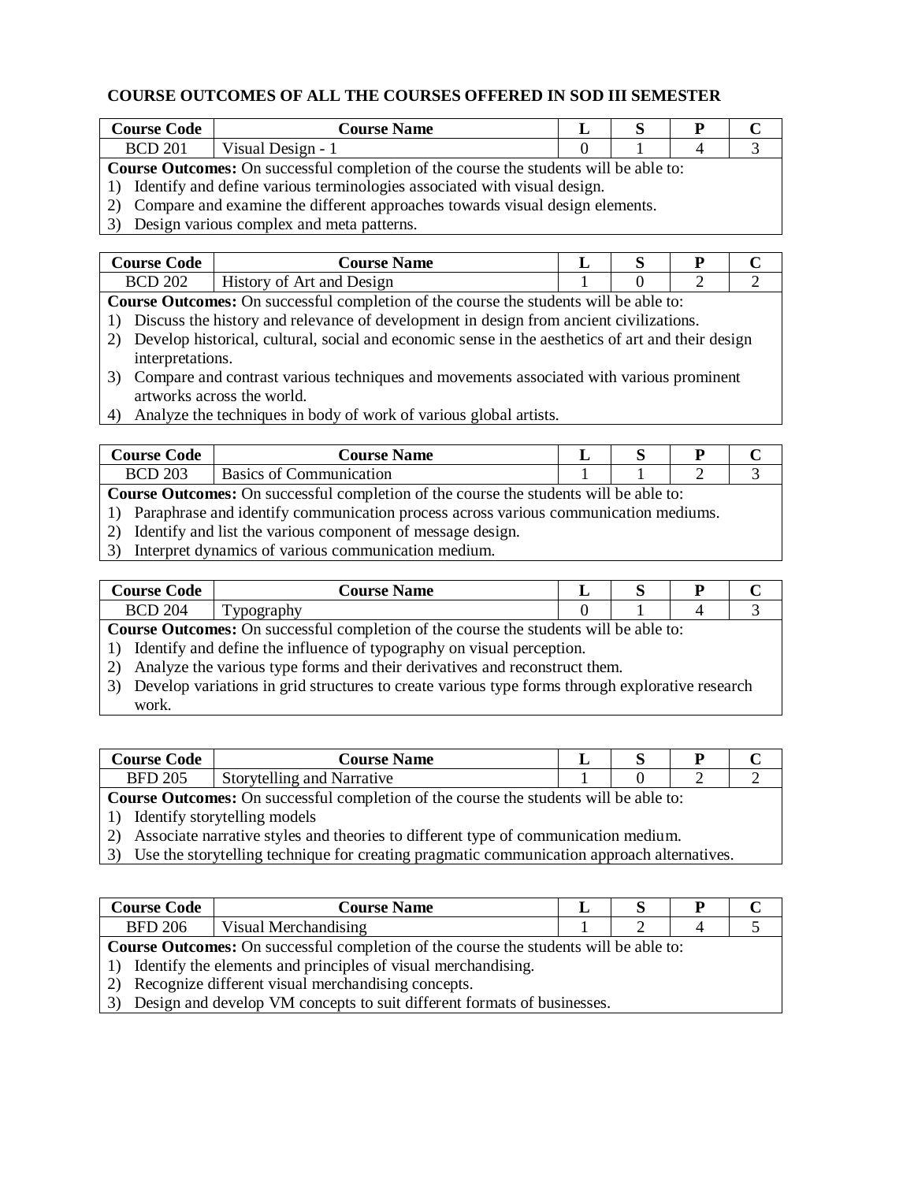## COURSE OUTCOMES OF ALL THE COURSES OFFERED IN SOD III SEMESTER

| Course Code | Course Name | L | S | P | C |
|---|---|---|---|---|---|
| BCD 201 | Visual Design - 1 | 0 | 1 | 4 | 3 |

**Course Outcomes:** On successful completion of the course the students will be able to:

1) Identify and define various terminologies associated with visual design.
2) Compare and examine the different approaches towards visual design elements.
3) Design various complex and meta patterns.

| Course Code | Course Name | L | S | P | C |
|---|---|---|---|---|---|
| BCD 202 | History of Art and Design | 1 | 0 | 2 | 2 |

**Course Outcomes:** On successful completion of the course the students will be able to:

1) Discuss the history and relevance of development in design from ancient civilizations.
2) Develop historical, cultural, social and economic sense in the aesthetics of art and their design interpretations.
3) Compare and contrast various techniques and movements associated with various prominent artworks across the world.
4) Analyze the techniques in body of work of various global artists.

| Course Code | Course Name | L | S | P | C |
|---|---|---|---|---|---|
| BCD 203 | Basics of Communication | 1 | 1 | 2 | 3 |

**Course Outcomes:** On successful completion of the course the students will be able to:

1) Paraphrase and identify communication process across various communication mediums.
2) Identify and list the various component of message design.
3) Interpret dynamics of various communication medium.

| Course Code | Course Name | L | S | P | C |
|---|---|---|---|---|---|
| BCD 204 | Typography | 0 | 1 | 4 | 3 |

**Course Outcomes:** On successful completion of the course the students will be able to:

1) Identify and define the influence of typography on visual perception.
2) Analyze the various type forms and their derivatives and reconstruct them.
3) Develop variations in grid structures to create various type forms through explorative research work.

| Course Code | Course Name | L | S | P | C |
|---|---|---|---|---|---|
| BFD 205 | Storytelling and Narrative | 1 | 0 | 2 | 2 |

**Course Outcomes:** On successful completion of the course the students will be able to:

1) Identify storytelling models
2) Associate narrative styles and theories to different type of communication medium.
3) Use the storytelling technique for creating pragmatic communication approach alternatives.

| Course Code | Course Name | L | S | P | C |
|---|---|---|---|---|---|
| BFD 206 | Visual Merchandising | 1 | 2 | 4 | 5 |

**Course Outcomes:** On successful completion of the course the students will be able to:

1) Identify the elements and principles of visual merchandising.
2) Recognize different visual merchandising concepts.
3) Design and develop VM concepts to suit different formats of businesses.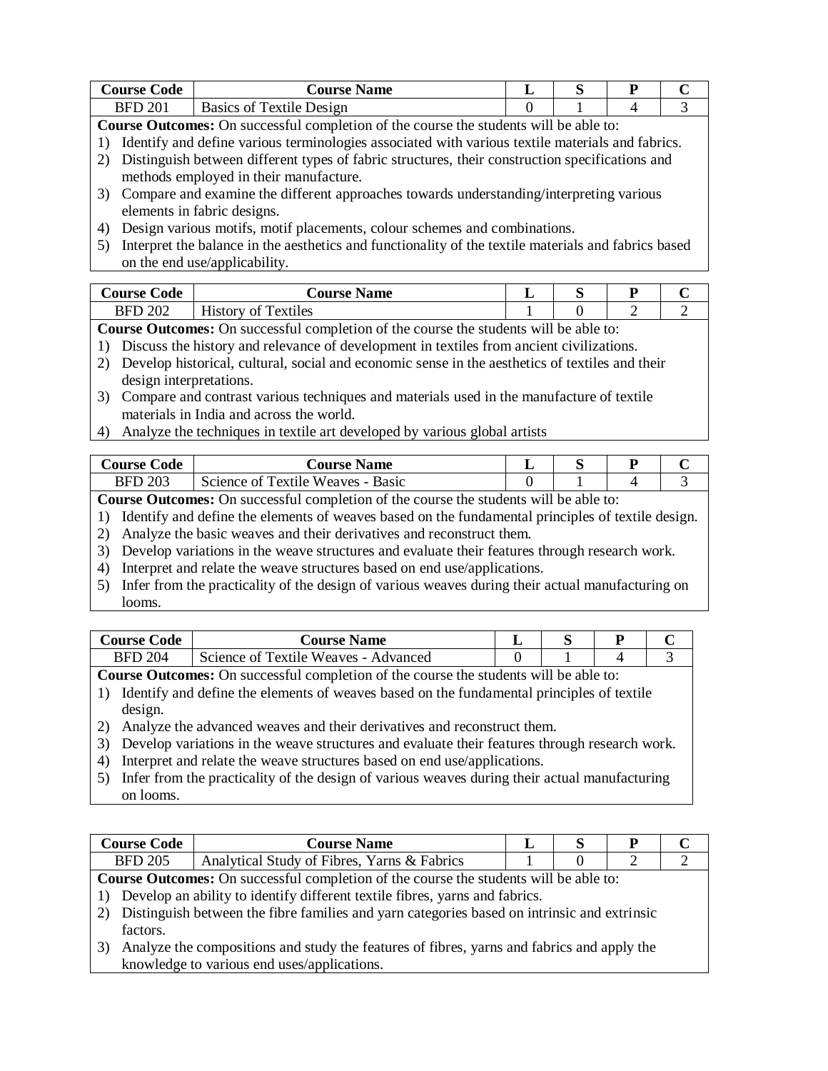| Course Code | Course Name | L | S | P | C |
|---|---|---|---|---|---|
| BFD 201 | Basics of Textile Design | 0 | 1 | 4 | 3 |

**Course Outcomes:** On successful completion of the course the students will be able to:

1) Identify and define various terminologies associated with various textile materials and fabrics.
2) Distinguish between different types of fabric structures, their construction specifications and methods employed in their manufacture.
3) Compare and examine the different approaches towards understanding/interpreting various elements in fabric designs.
4) Design various motifs, motif placements, colour schemes and combinations.
5) Interpret the balance in the aesthetics and functionality of the textile materials and fabrics based on the end use/applicability.

| Course Code | Course Name | L | S | P | C |
|---|---|---|---|---|---|
| BFD 202 | History of Textiles | 1 | 0 | 2 | 2 |

**Course Outcomes:** On successful completion of the course the students will be able to:

1) Discuss the history and relevance of development in textiles from ancient civilizations.
2) Develop historical, cultural, social and economic sense in the aesthetics of textiles and their design interpretations.
3) Compare and contrast various techniques and materials used in the manufacture of textile materials in India and across the world.
4) Analyze the techniques in textile art developed by various global artists

| Course Code | Course Name | L | S | P | C |
|---|---|---|---|---|---|
| BFD 203 | Science of Textile Weaves - Basic | 0 | 1 | 4 | 3 |

**Course Outcomes:** On successful completion of the course the students will be able to:

1) Identify and define the elements of weaves based on the fundamental principles of textile design.
2) Analyze the basic weaves and their derivatives and reconstruct them.
3) Develop variations in the weave structures and evaluate their features through research work.
4) Interpret and relate the weave structures based on end use/applications.
5) Infer from the practicality of the design of various weaves during their actual manufacturing on looms.

| Course Code | Course Name | L | S | P | C |
|---|---|---|---|---|---|
| BFD 204 | Science of Textile Weaves - Advanced | 0 | 1 | 4 | 3 |

**Course Outcomes:** On successful completion of the course the students will be able to:

1) Identify and define the elements of weaves based on the fundamental principles of textile design.
2) Analyze the advanced weaves and their derivatives and reconstruct them.
3) Develop variations in the weave structures and evaluate their features through research work.
4) Interpret and relate the weave structures based on end use/applications.
5) Infer from the practicality of the design of various weaves during their actual manufacturing on looms.

| Course Code | Course Name | L | S | P | C |
|---|---|---|---|---|---|
| BFD 205 | Analytical Study of Fibres, Yarns & Fabrics | 1 | 0 | 2 | 2 |

**Course Outcomes:** On successful completion of the course the students will be able to:

1) Develop an ability to identify different textile fibres, yarns and fabrics.
2) Distinguish between the fibre families and yarn categories based on intrinsic and extrinsic factors.
3) Analyze the compositions and study the features of fibres, yarns and fabrics and apply the knowledge to various end uses/applications.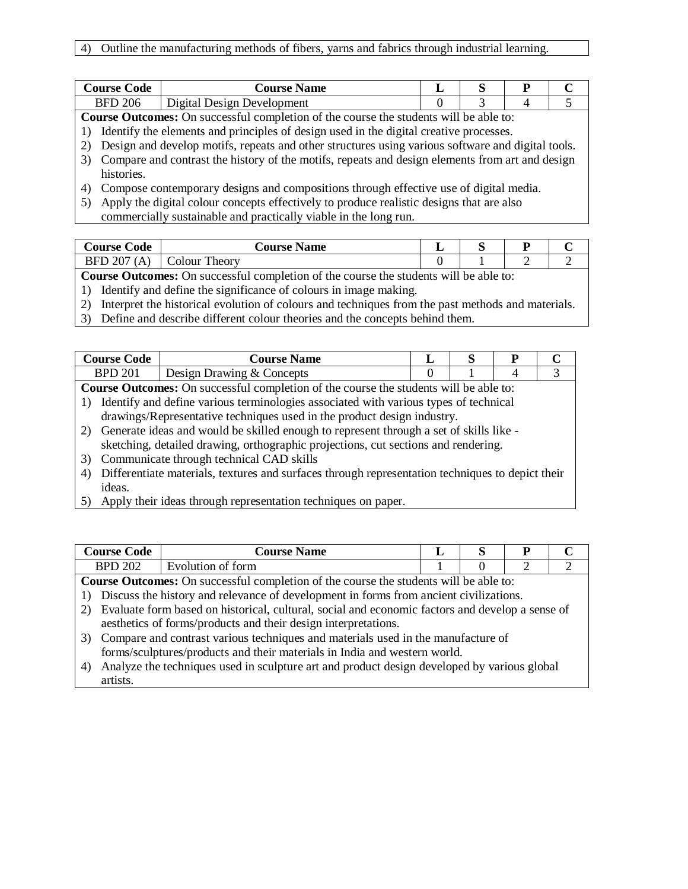4) Outline the manufacturing methods of fibers, yarns and fabrics through industrial learning.

| Course Code | Course Name | L | S | P | C |
|---|---|---|---|---|---|
| BFD 206 | Digital Design Development | 0 | 3 | 4 | 5 |

**Course Outcomes:** On successful completion of the course the students will be able to:

1) Identify the elements and principles of design used in the digital creative processes.
2) Design and develop motifs, repeats and other structures using various software and digital tools.
3) Compare and contrast the history of the motifs, repeats and design elements from art and design histories.
4) Compose contemporary designs and compositions through effective use of digital media.
5) Apply the digital colour concepts effectively to produce realistic designs that are also commercially sustainable and practically viable in the long run.

| Course Code | Course Name | L | S | P | C |
|---|---|---|---|---|---|
| BFD 207 (A) | Colour Theory | 0 | 1 | 2 | 2 |

**Course Outcomes:** On successful completion of the course the students will be able to:

1) Identify and define the significance of colours in image making.
2) Interpret the historical evolution of colours and techniques from the past methods and materials.
3) Define and describe different colour theories and the concepts behind them.

| Course Code | Course Name | L | S | P | C |
|---|---|---|---|---|---|
| BPD 201 | Design Drawing & Concepts | 0 | 1 | 4 | 3 |

**Course Outcomes:** On successful completion of the course the students will be able to:

1) Identify and define various terminologies associated with various types of technical drawings/Representative techniques used in the product design industry.
2) Generate ideas and would be skilled enough to represent through a set of skills like - sketching, detailed drawing, orthographic projections, cut sections and rendering.
3) Communicate through technical CAD skills
4) Differentiate materials, textures and surfaces through representation techniques to depict their ideas.
5) Apply their ideas through representation techniques on paper.

| Course Code | Course Name | L | S | P | C |
|---|---|---|---|---|---|
| BPD 202 | Evolution of form | 1 | 0 | 2 | 2 |

**Course Outcomes:** On successful completion of the course the students will be able to:

1) Discuss the history and relevance of development in forms from ancient civilizations.
2) Evaluate form based on historical, cultural, social and economic factors and develop a sense of aesthetics of forms/products and their design interpretations.
3) Compare and contrast various techniques and materials used in the manufacture of forms/sculptures/products and their materials in India and western world.
4) Analyze the techniques used in sculpture art and product design developed by various global artists.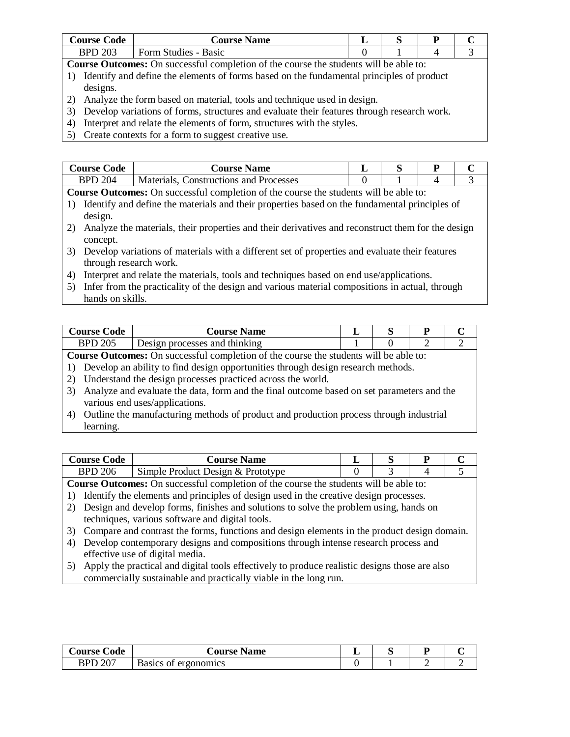| Course Code | Course Name | L | S | P | C |
|---|---|---|---|---|---|
| BPD 203 | Form Studies - Basic | 0 | 1 | 4 | 3 |

**Course Outcomes:** On successful completion of the course the students will be able to:

1) Identify and define the elements of forms based on the fundamental principles of product designs.
2) Analyze the form based on material, tools and technique used in design.
3) Develop variations of forms, structures and evaluate their features through research work.
4) Interpret and relate the elements of form, structures with the styles.
5) Create contexts for a form to suggest creative use.

| Course Code | Course Name | L | S | P | C |
|---|---|---|---|---|---|
| BPD 204 | Materials, Constructions and Processes | 0 | 1 | 4 | 3 |

**Course Outcomes:** On successful completion of the course the students will be able to:

1) Identify and define the materials and their properties based on the fundamental principles of design.
2) Analyze the materials, their properties and their derivatives and reconstruct them for the design concept.
3) Develop variations of materials with a different set of properties and evaluate their features through research work.
4) Interpret and relate the materials, tools and techniques based on end use/applications.
5) Infer from the practicality of the design and various material compositions in actual, through hands on skills.

| Course Code | Course Name | L | S | P | C |
|---|---|---|---|---|---|
| BPD 205 | Design processes and thinking | 1 | 0 | 2 | 2 |

**Course Outcomes:** On successful completion of the course the students will be able to:

1) Develop an ability to find design opportunities through design research methods.
2) Understand the design processes practiced across the world.
3) Analyze and evaluate the data, form and the final outcome based on set parameters and the various end uses/applications.
4) Outline the manufacturing methods of product and production process through industrial learning.

| Course Code | Course Name | L | S | P | C |
|---|---|---|---|---|---|
| BPD 206 | Simple Product Design & Prototype | 0 | 3 | 4 | 5 |

**Course Outcomes:** On successful completion of the course the students will be able to:

1) Identify the elements and principles of design used in the creative design processes.
2) Design and develop forms, finishes and solutions to solve the problem using, hands on techniques, various software and digital tools.
3) Compare and contrast the forms, functions and design elements in the product design domain.
4) Develop contemporary designs and compositions through intense research process and effective use of digital media.
5) Apply the practical and digital tools effectively to produce realistic designs those are also commercially sustainable and practically viable in the long run.

| Course Code | Course Name | L | S | P | C |
|---|---|---|---|---|---|
| BPD 207 | Basics of ergonomics | 0 | 1 | 2 | 2 |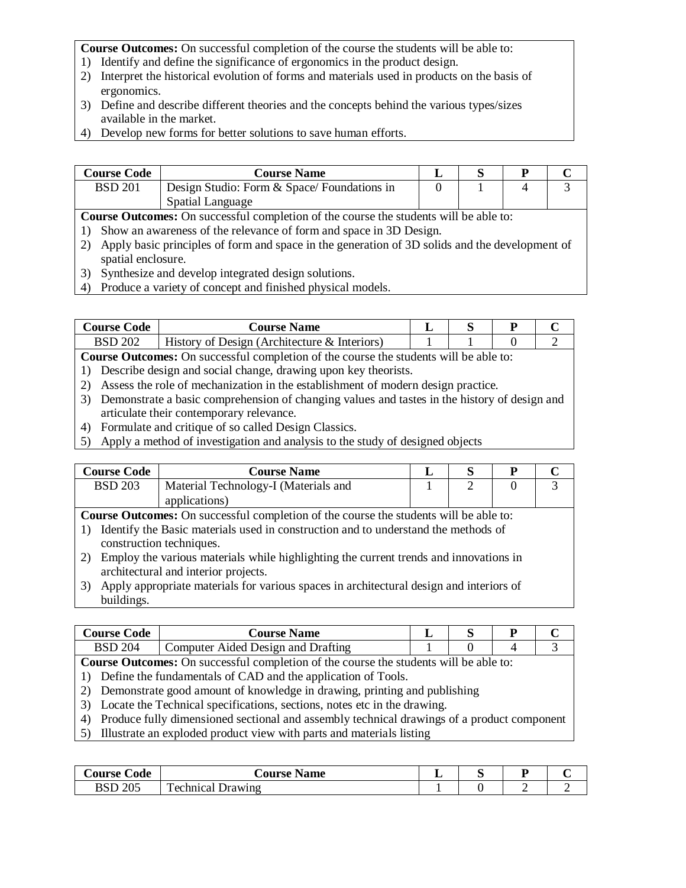**Course Outcomes:** On successful completion of the course the students will be able to:

1) Identify and define the significance of ergonomics in the product design.
2) Interpret the historical evolution of forms and materials used in products on the basis of ergonomics.
3) Define and describe different theories and the concepts behind the various types/sizes available in the market.
4) Develop new forms for better solutions to save human efforts.

| Course Code | Course Name | L | S | P | C |
|---|---|---|---|---|---|
| BSD 201 | Design Studio: Form & Space/ Foundations in Spatial Language | 0 | 1 | 4 | 3 |

**Course Outcomes:** On successful completion of the course the students will be able to:

1) Show an awareness of the relevance of form and space in 3D Design.
2) Apply basic principles of form and space in the generation of 3D solids and the development of spatial enclosure.
3) Synthesize and develop integrated design solutions.
4) Produce a variety of concept and finished physical models.

| Course Code | Course Name | L | S | P | C |
|---|---|---|---|---|---|
| BSD 202 | History of Design (Architecture & Interiors) | 1 | 1 | 0 | 2 |

**Course Outcomes:** On successful completion of the course the students will be able to:

1) Describe design and social change, drawing upon key theorists.
2) Assess the role of mechanization in the establishment of modern design practice.
3) Demonstrate a basic comprehension of changing values and tastes in the history of design and articulate their contemporary relevance.
4) Formulate and critique of so called Design Classics.
5) Apply a method of investigation and analysis to the study of designed objects

| Course Code | Course Name | L | S | P | C |
|---|---|---|---|---|---|
| BSD 203 | Material Technology-I (Materials and applications) | 1 | 2 | 0 | 3 |

**Course Outcomes:** On successful completion of the course the students will be able to:

1) Identify the Basic materials used in construction and to understand the methods of construction techniques.
2) Employ the various materials while highlighting the current trends and innovations in architectural and interior projects.
3) Apply appropriate materials for various spaces in architectural design and interiors of buildings.

| Course Code | Course Name | L | S | P | C |
|---|---|---|---|---|---|
| BSD 204 | Computer Aided Design and Drafting | 1 | 0 | 4 | 3 |

**Course Outcomes:** On successful completion of the course the students will be able to:

1) Define the fundamentals of CAD and the application of Tools.
2) Demonstrate good amount of knowledge in drawing, printing and publishing
3) Locate the Technical specifications, sections, notes etc in the drawing.
4) Produce fully dimensioned sectional and assembly technical drawings of a product component
5) Illustrate an exploded product view with parts and materials listing

| Course Code | Course Name | L | S | P | C |
|---|---|---|---|---|---|
| BSD 205 | Technical Drawing | 1 | 0 | 2 | 2 |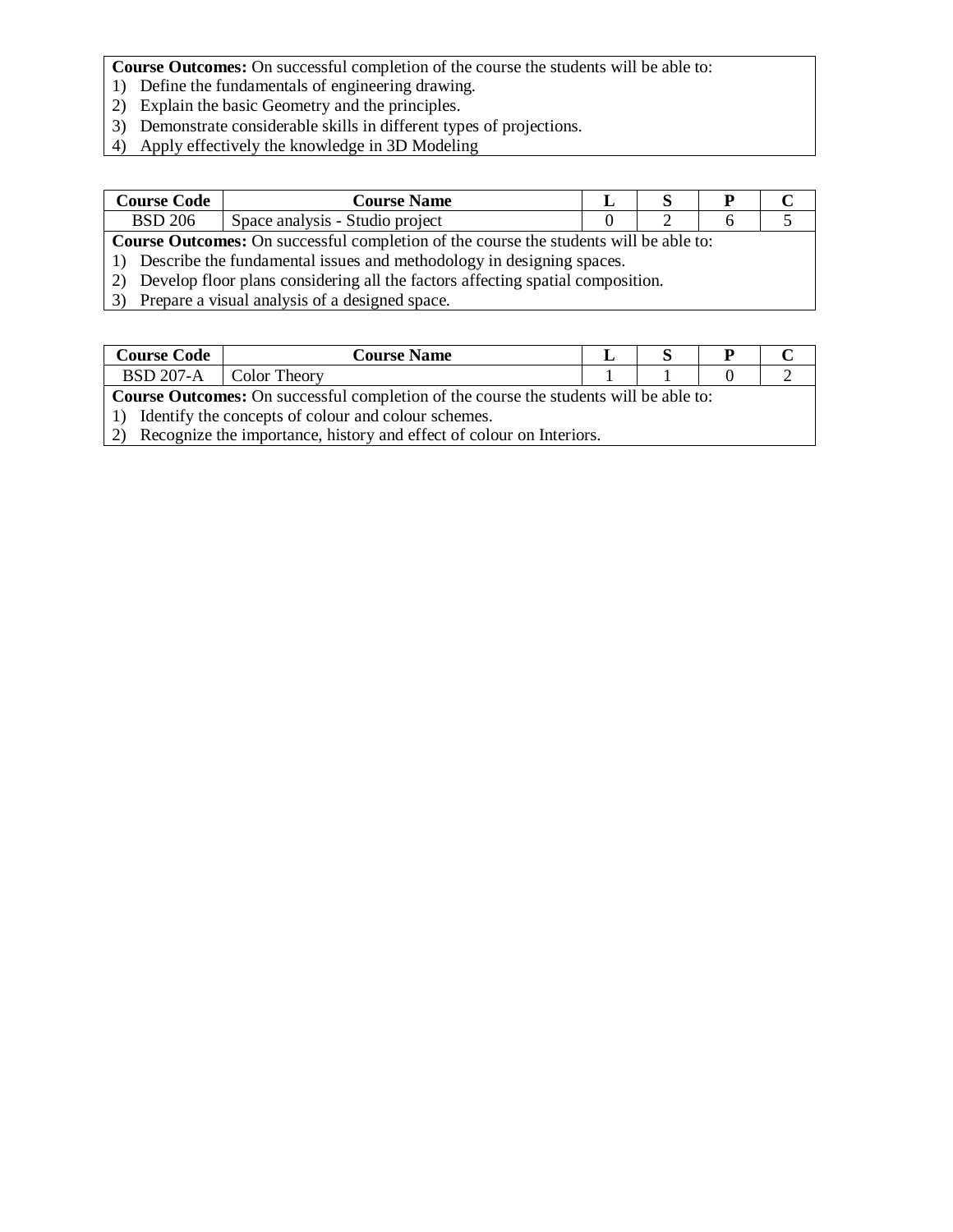**Course Outcomes:** On successful completion of the course the students will be able to:

1) Define the fundamentals of engineering drawing.
2) Explain the basic Geometry and the principles.
3) Demonstrate considerable skills in different types of projections.
4) Apply effectively the knowledge in 3D Modeling

| Course Code | Course Name | L | S | P | C |
|---|---|---|---|---|---|
| BSD 206 | Space analysis - Studio project | 0 | 2 | 6 | 5 |

**Course Outcomes:** On successful completion of the course the students will be able to:

1) Describe the fundamental issues and methodology in designing spaces.
2) Develop floor plans considering all the factors affecting spatial composition.
3) Prepare a visual analysis of a designed space.

| Course Code | Course Name | L | S | P | C |
|---|---|---|---|---|---|
| BSD 207-A | Color Theory | 1 | 1 | 0 | 2 |

**Course Outcomes:** On successful completion of the course the students will be able to:

1) Identify the concepts of colour and colour schemes.
2) Recognize the importance, history and effect of colour on Interiors.